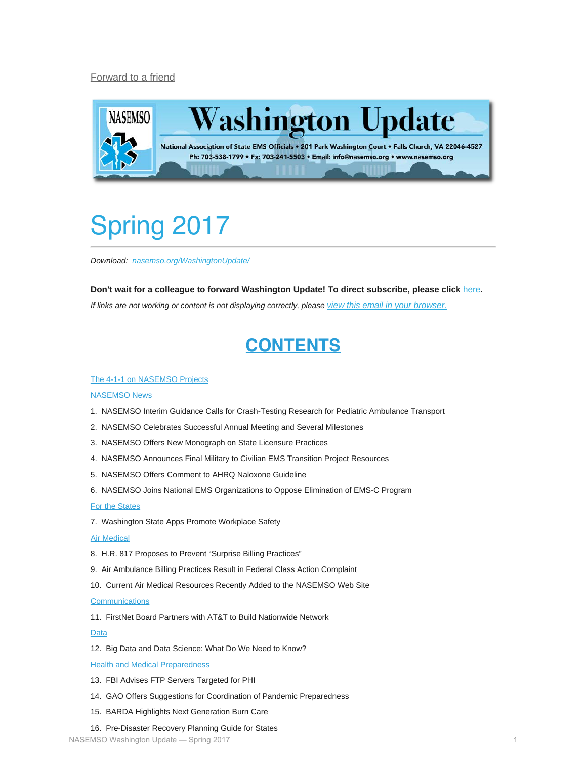Forward to a friend

# Washington Update

National Association of State EMS Officials • 201 Park Washington Court • Falls Church, VA 22046-4527
Ph: 703-538-1799 • Fx: 703-241-5503 • Email: info@nasemso.org • www.nasemso.org

# Spring 2017

*Download: nasemso.org/WashingtonUpdate/*

**Don't wait for a colleague to forward Washington Update! To direct subscribe, please click here.**

*If links are not working or content is not displaying correctly, please view this email in your browser.*

## CONTENTS

The 4-1-1 on NASEMSO Projects

NASEMSO News

1. NASEMSO Interim Guidance Calls for Crash-Testing Research for Pediatric Ambulance Transport
2. NASEMSO Celebrates Successful Annual Meeting and Several Milestones
3. NASEMSO Offers New Monograph on State Licensure Practices
4. NASEMSO Announces Final Military to Civilian EMS Transition Project Resources
5. NASEMSO Offers Comment to AHRQ Naloxone Guideline
6. NASEMSO Joins National EMS Organizations to Oppose Elimination of EMS-C Program

For the States

7. Washington State Apps Promote Workplace Safety

Air Medical

8. H.R. 817 Proposes to Prevent "Surprise Billing Practices"
9. Air Ambulance Billing Practices Result in Federal Class Action Complaint
10. Current Air Medical Resources Recently Added to the NASEMSO Web Site

Communications

11. FirstNet Board Partners with AT&T to Build Nationwide Network

Data

12. Big Data and Data Science: What Do We Need to Know?

Health and Medical Preparedness

13. FBI Advises FTP Servers Targeted for PHI
14. GAO Offers Suggestions for Coordination of Pandemic Preparedness
15. BARDA Highlights Next Generation Burn Care
16. Pre-Disaster Recovery Planning Guide for States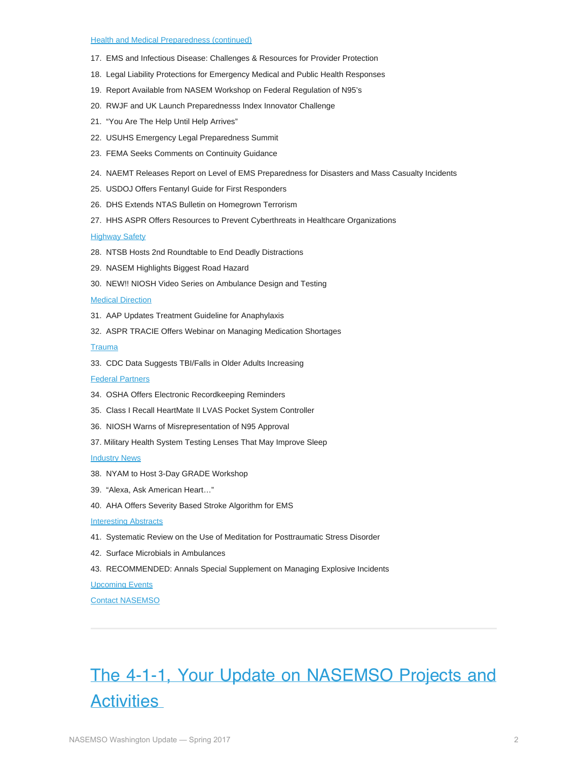Health and Medical Preparedness (continued)

17. EMS and Infectious Disease: Challenges & Resources for Provider Protection
18. Legal Liability Protections for Emergency Medical and Public Health Responses
19. Report Available from NASEM Workshop on Federal Regulation of N95's
20. RWJF and UK Launch Preparednesss Index Innovator Challenge
21. "You Are The Help Until Help Arrives"
22. USUHS Emergency Legal Preparedness Summit
23. FEMA Seeks Comments on Continuity Guidance
24. NAEMT Releases Report on Level of EMS Preparedness for Disasters and Mass Casualty Incidents
25. USDOJ Offers Fentanyl Guide for First Responders
26. DHS Extends NTAS Bulletin on Homegrown Terrorism
27. HHS ASPR Offers Resources to Prevent Cyberthreats in Healthcare Organizations

Highway Safety

28. NTSB Hosts 2nd Roundtable to End Deadly Distractions
29. NASEM Highlights Biggest Road Hazard
30. NEW!! NIOSH Video Series on Ambulance Design and Testing

Medical Direction

31. AAP Updates Treatment Guideline for Anaphylaxis
32. ASPR TRACIE Offers Webinar on Managing Medication Shortages

Trauma

33. CDC Data Suggests TBI/Falls in Older Adults Increasing

Federal Partners

34. OSHA Offers Electronic Recordkeeping Reminders
35. Class I Recall HeartMate II LVAS Pocket System Controller
36. NIOSH Warns of Misrepresentation of N95 Approval
37. Military Health System Testing Lenses That May Improve Sleep

Industry News

38. NYAM to Host 3-Day GRADE Workshop
39. "Alexa, Ask American Heart…"
40. AHA Offers Severity Based Stroke Algorithm for EMS

Interesting Abstracts

41. Systematic Review on the Use of Meditation for Posttraumatic Stress Disorder
42. Surface Microbials in Ambulances
43. RECOMMENDED: Annals Special Supplement on Managing Explosive Incidents

Upcoming Events

Contact NASEMSO

---

# The 4-1-1, Your Update on NASEMSO Projects and Activities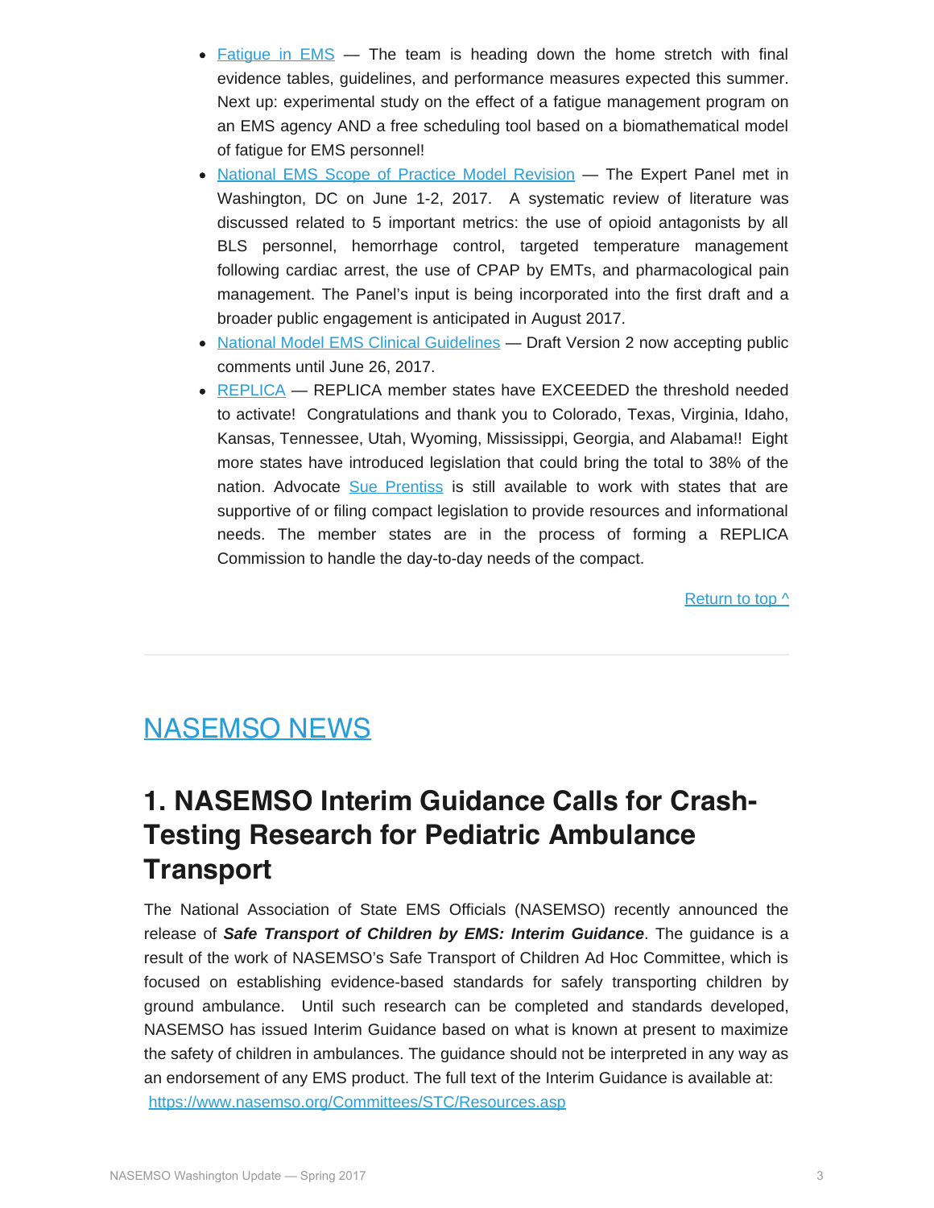- Fatigue in EMS — The team is heading down the home stretch with final evidence tables, guidelines, and performance measures expected this summer. Next up: experimental study on the effect of a fatigue management program on an EMS agency AND a free scheduling tool based on a biomathematical model of fatigue for EMS personnel!
- National EMS Scope of Practice Model Revision — The Expert Panel met in Washington, DC on June 1-2, 2017. A systematic review of literature was discussed related to 5 important metrics: the use of opioid antagonists by all BLS personnel, hemorrhage control, targeted temperature management following cardiac arrest, the use of CPAP by EMTs, and pharmacological pain management. The Panel's input is being incorporated into the first draft and a broader public engagement is anticipated in August 2017.
- National Model EMS Clinical Guidelines — Draft Version 2 now accepting public comments until June 26, 2017.
- REPLICA — REPLICA member states have EXCEEDED the threshold needed to activate! Congratulations and thank you to Colorado, Texas, Virginia, Idaho, Kansas, Tennessee, Utah, Wyoming, Mississippi, Georgia, and Alabama!! Eight more states have introduced legislation that could bring the total to 38% of the nation. Advocate Sue Prentiss is still available to work with states that are supportive of or filing compact legislation to provide resources and informational needs. The member states are in the process of forming a REPLICA Commission to handle the day-to-day needs of the compact.

Return to top ^

---

# NASEMSO NEWS

## 1. NASEMSO Interim Guidance Calls for Crash-Testing Research for Pediatric Ambulance Transport

The National Association of State EMS Officials (NASEMSO) recently announced the release of ***Safe Transport of Children by EMS: Interim Guidance***. The guidance is a result of the work of NASEMSO's Safe Transport of Children Ad Hoc Committee, which is focused on establishing evidence-based standards for safely transporting children by ground ambulance. Until such research can be completed and standards developed, NASEMSO has issued Interim Guidance based on what is known at present to maximize the safety of children in ambulances. The guidance should not be interpreted in any way as an endorsement of any EMS product. The full text of the Interim Guidance is available at: https://www.nasemso.org/Committees/STC/Resources.asp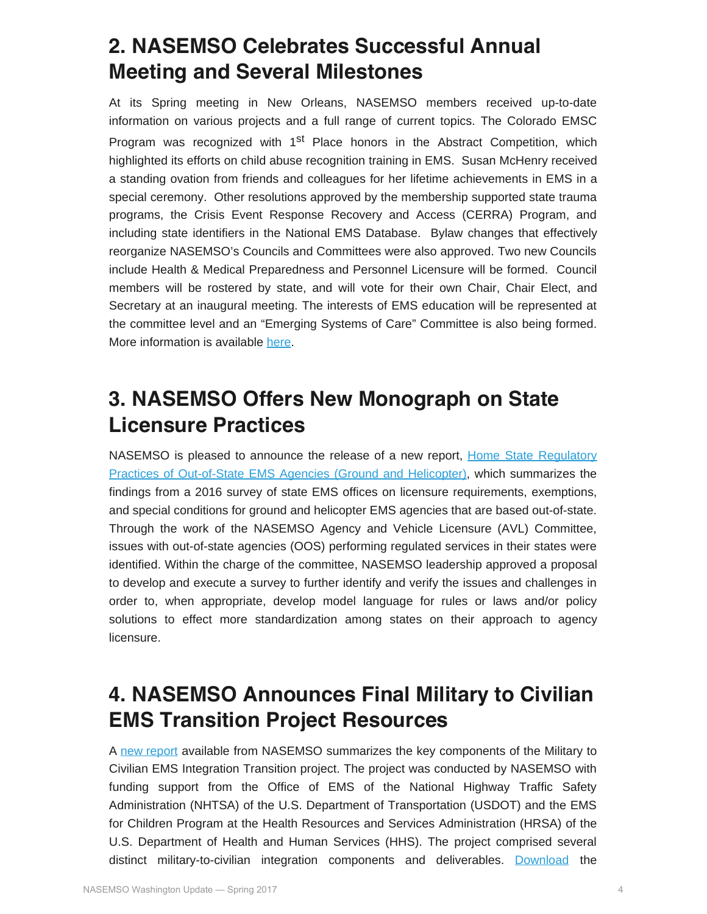## 2. NASEMSO Celebrates Successful Annual Meeting and Several Milestones

At its Spring meeting in New Orleans, NASEMSO members received up-to-date information on various projects and a full range of current topics. The Colorado EMSC Program was recognized with 1st Place honors in the Abstract Competition, which highlighted its efforts on child abuse recognition training in EMS. Susan McHenry received a standing ovation from friends and colleagues for her lifetime achievements in EMS in a special ceremony. Other resolutions approved by the membership supported state trauma programs, the Crisis Event Response Recovery and Access (CERRA) Program, and including state identifiers in the National EMS Database. Bylaw changes that effectively reorganize NASEMSO's Councils and Committees were also approved. Two new Councils include Health & Medical Preparedness and Personnel Licensure will be formed. Council members will be rostered by state, and will vote for their own Chair, Chair Elect, and Secretary at an inaugural meeting. The interests of EMS education will be represented at the committee level and an "Emerging Systems of Care" Committee is also being formed. More information is available here.

## 3. NASEMSO Offers New Monograph on State Licensure Practices

NASEMSO is pleased to announce the release of a new report, Home State Regulatory Practices of Out-of-State EMS Agencies (Ground and Helicopter), which summarizes the findings from a 2016 survey of state EMS offices on licensure requirements, exemptions, and special conditions for ground and helicopter EMS agencies that are based out-of-state. Through the work of the NASEMSO Agency and Vehicle Licensure (AVL) Committee, issues with out-of-state agencies (OOS) performing regulated services in their states were identified. Within the charge of the committee, NASEMSO leadership approved a proposal to develop and execute a survey to further identify and verify the issues and challenges in order to, when appropriate, develop model language for rules or laws and/or policy solutions to effect more standardization among states on their approach to agency licensure.

## 4. NASEMSO Announces Final Military to Civilian EMS Transition Project Resources

A new report available from NASEMSO summarizes the key components of the Military to Civilian EMS Integration Transition project. The project was conducted by NASEMSO with funding support from the Office of EMS of the National Highway Traffic Safety Administration (NHTSA) of the U.S. Department of Transportation (USDOT) and the EMS for Children Program at the Health Resources and Services Administration (HRSA) of the U.S. Department of Health and Human Services (HHS). The project comprised several distinct military-to-civilian integration components and deliverables. Download the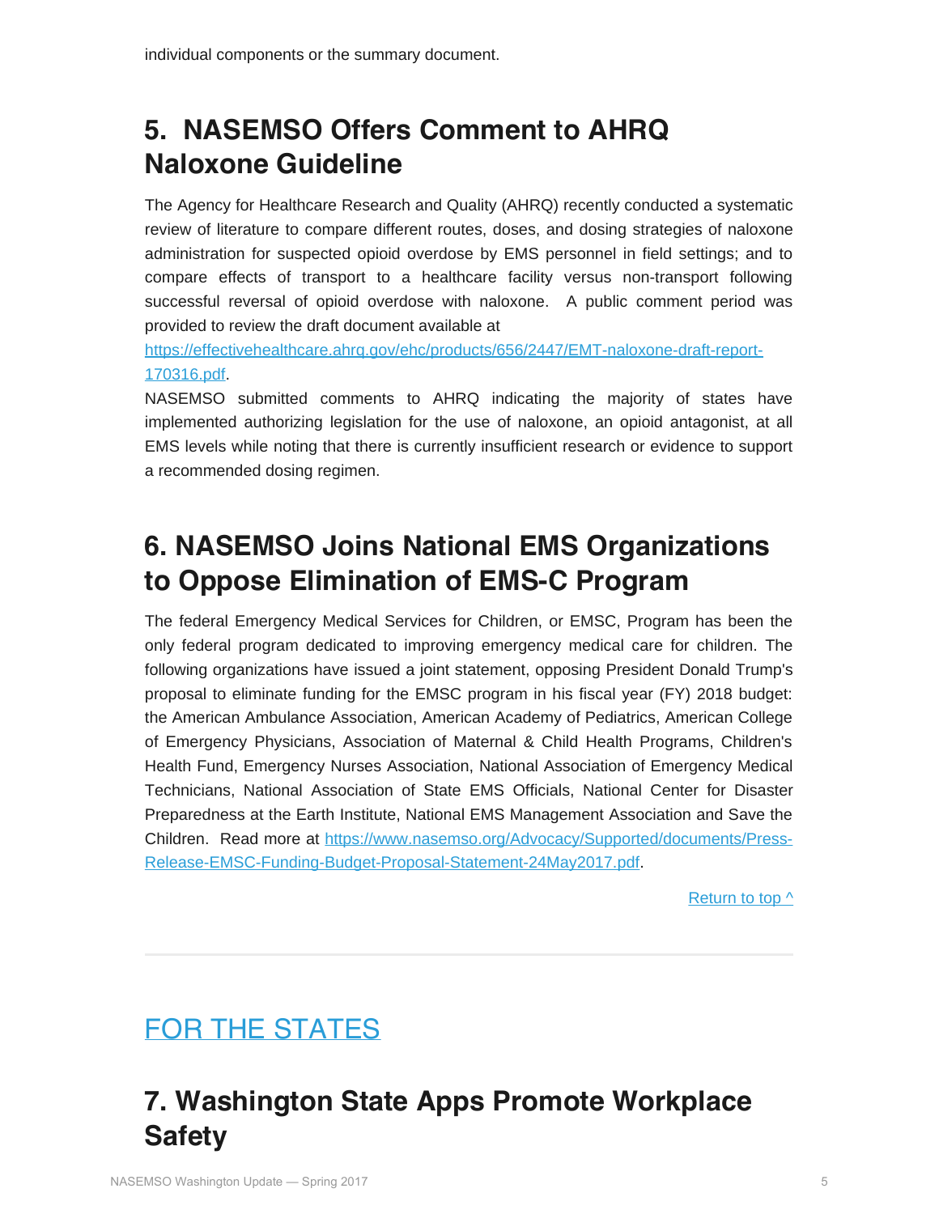individual components or the summary document.

## 5. NASEMSO Offers Comment to AHRQ Naloxone Guideline

The Agency for Healthcare Research and Quality (AHRQ) recently conducted a systematic review of literature to compare different routes, doses, and dosing strategies of naloxone administration for suspected opioid overdose by EMS personnel in field settings; and to compare effects of transport to a healthcare facility versus non-transport following successful reversal of opioid overdose with naloxone. A public comment period was provided to review the draft document available at [https://effectivehealthcare.ahrq.gov/ehc/products/656/2447/EMT-naloxone-draft-report-170316.pdf](https://effectivehealthcare.ahrq.gov/ehc/products/656/2447/EMT-naloxone-draft-report-170316.pdf).

NASEMSO submitted comments to AHRQ indicating the majority of states have implemented authorizing legislation for the use of naloxone, an opioid antagonist, at all EMS levels while noting that there is currently insufficient research or evidence to support a recommended dosing regimen.

## 6. NASEMSO Joins National EMS Organizations to Oppose Elimination of EMS-C Program

The federal Emergency Medical Services for Children, or EMSC, Program has been the only federal program dedicated to improving emergency medical care for children. The following organizations have issued a joint statement, opposing President Donald Trump's proposal to eliminate funding for the EMSC program in his fiscal year (FY) 2018 budget: the American Ambulance Association, American Academy of Pediatrics, American College of Emergency Physicians, Association of Maternal & Child Health Programs, Children's Health Fund, Emergency Nurses Association, National Association of Emergency Medical Technicians, National Association of State EMS Officials, National Center for Disaster Preparedness at the Earth Institute, National EMS Management Association and Save the Children. Read more at [https://www.nasemso.org/Advocacy/Supported/documents/Press-Release-EMSC-Funding-Budget-Proposal-Statement-24May2017.pdf](https://www.nasemso.org/Advocacy/Supported/documents/Press-Release-EMSC-Funding-Budget-Proposal-Statement-24May2017.pdf).

Return to top ^

---

# FOR THE STATES

## 7. Washington State Apps Promote Workplace Safety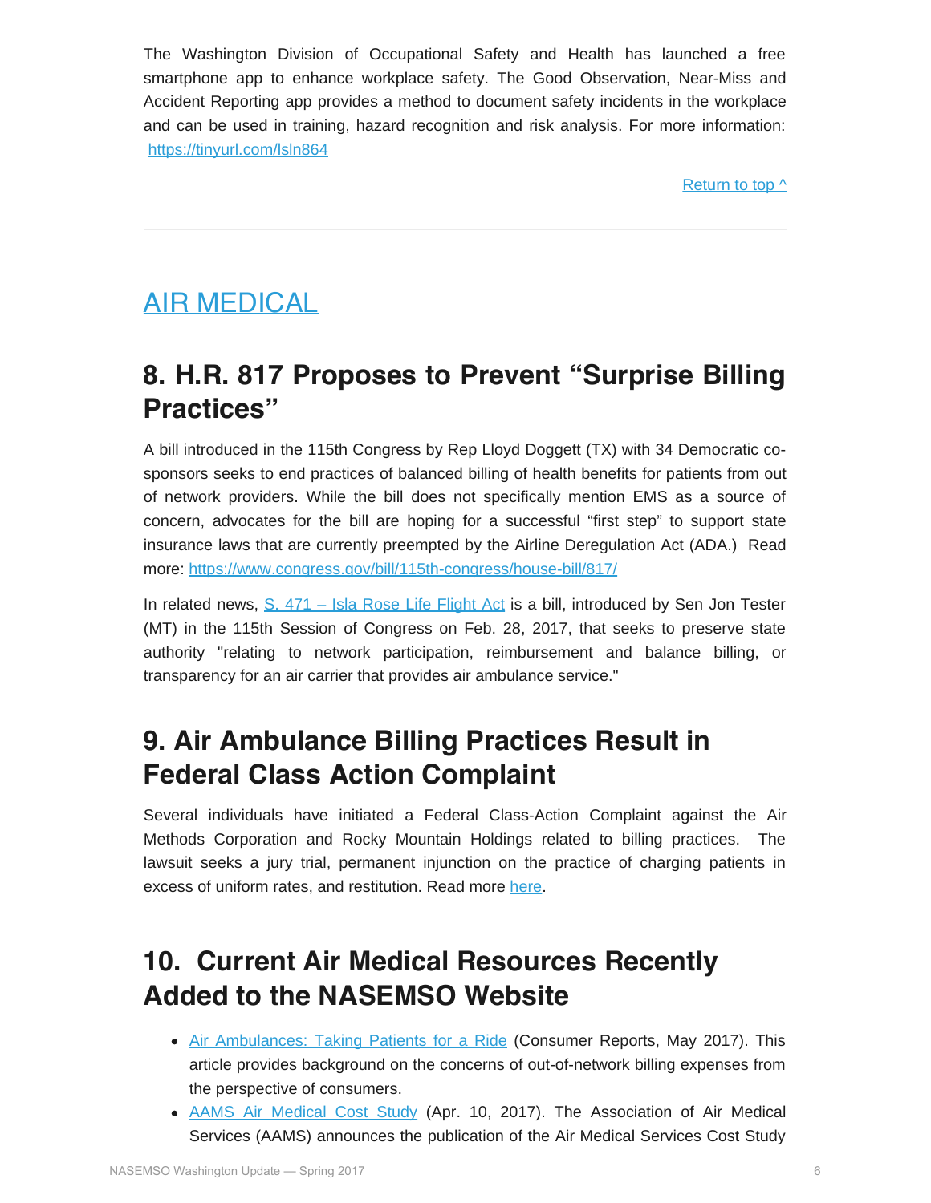The Washington Division of Occupational Safety and Health has launched a free smartphone app to enhance workplace safety. The Good Observation, Near-Miss and Accident Reporting app provides a method to document safety incidents in the workplace and can be used in training, hazard recognition and risk analysis. For more information: https://tinyurl.com/lsln864

Return to top ^

---

# AIR MEDICAL

## 8. H.R. 817 Proposes to Prevent "Surprise Billing Practices"

A bill introduced in the 115th Congress by Rep Lloyd Doggett (TX) with 34 Democratic co-sponsors seeks to end practices of balanced billing of health benefits for patients from out of network providers. While the bill does not specifically mention EMS as a source of concern, advocates for the bill are hoping for a successful "first step" to support state insurance laws that are currently preempted by the Airline Deregulation Act (ADA.) Read more: https://www.congress.gov/bill/115th-congress/house-bill/817/

In related news, S. 471 – Isla Rose Life Flight Act is a bill, introduced by Sen Jon Tester (MT) in the 115th Session of Congress on Feb. 28, 2017, that seeks to preserve state authority "relating to network participation, reimbursement and balance billing, or transparency for an air carrier that provides air ambulance service."

## 9. Air Ambulance Billing Practices Result in Federal Class Action Complaint

Several individuals have initiated a Federal Class-Action Complaint against the Air Methods Corporation and Rocky Mountain Holdings related to billing practices. The lawsuit seeks a jury trial, permanent injunction on the practice of charging patients in excess of uniform rates, and restitution. Read more here.

## 10. Current Air Medical Resources Recently Added to the NASEMSO Website

- Air Ambulances: Taking Patients for a Ride (Consumer Reports, May 2017). This article provides background on the concerns of out-of-network billing expenses from the perspective of consumers.
- AAMS Air Medical Cost Study (Apr. 10, 2017). The Association of Air Medical Services (AAMS) announces the publication of the Air Medical Services Cost Study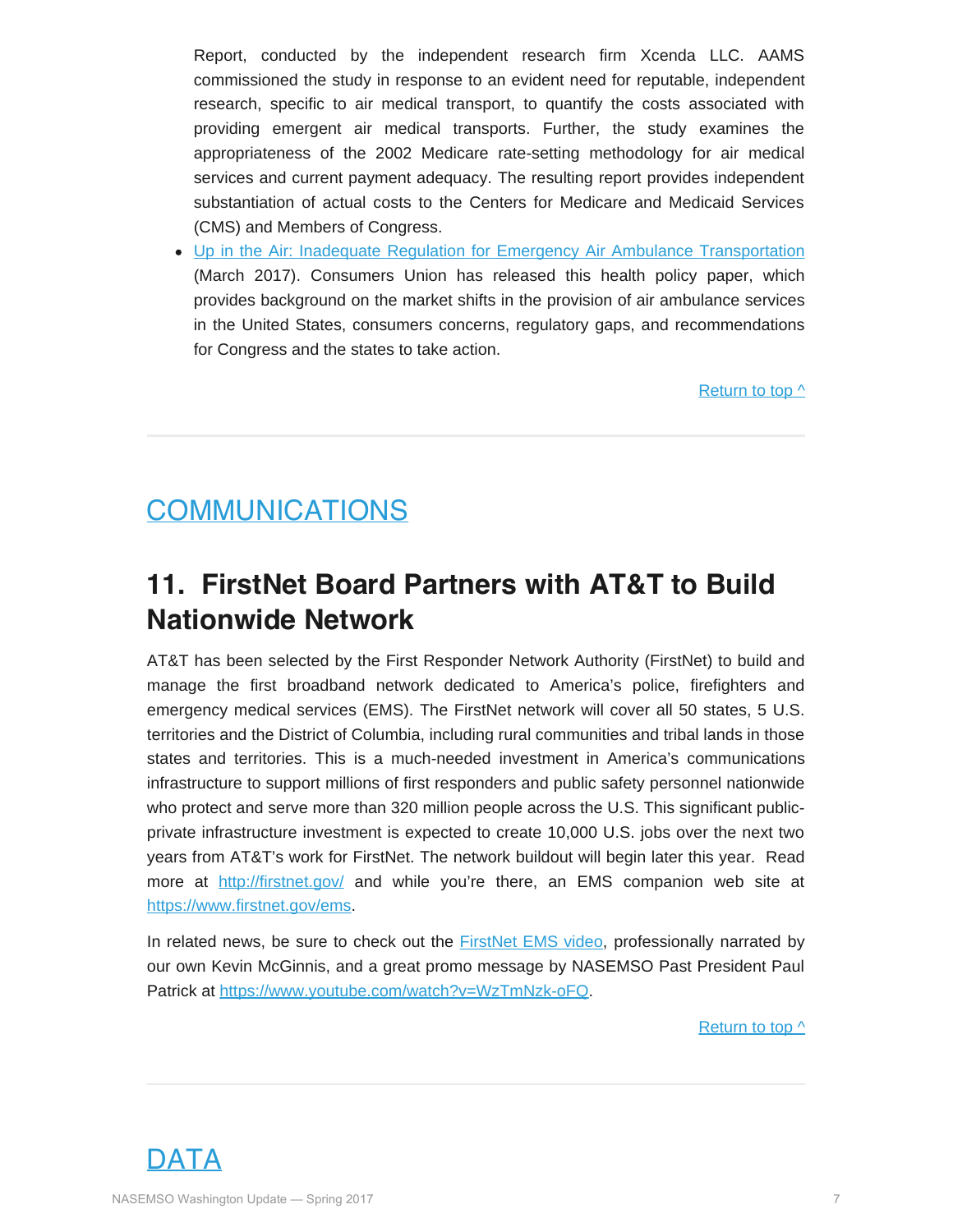Report, conducted by the independent research firm Xcenda LLC. AAMS commissioned the study in response to an evident need for reputable, independent research, specific to air medical transport, to quantify the costs associated with providing emergent air medical transports. Further, the study examines the appropriateness of the 2002 Medicare rate-setting methodology for air medical services and current payment adequacy. The resulting report provides independent substantiation of actual costs to the Centers for Medicare and Medicaid Services (CMS) and Members of Congress.

- Up in the Air: Inadequate Regulation for Emergency Air Ambulance Transportation (March 2017). Consumers Union has released this health policy paper, which provides background on the market shifts in the provision of air ambulance services in the United States, consumers concerns, regulatory gaps, and recommendations for Congress and the states to take action.

Return to top ^

# COMMUNICATIONS

## 11. FirstNet Board Partners with AT&T to Build Nationwide Network

AT&T has been selected by the First Responder Network Authority (FirstNet) to build and manage the first broadband network dedicated to America's police, firefighters and emergency medical services (EMS). The FirstNet network will cover all 50 states, 5 U.S. territories and the District of Columbia, including rural communities and tribal lands in those states and territories. This is a much-needed investment in America's communications infrastructure to support millions of first responders and public safety personnel nationwide who protect and serve more than 320 million people across the U.S. This significant public-private infrastructure investment is expected to create 10,000 U.S. jobs over the next two years from AT&T's work for FirstNet. The network buildout will begin later this year. Read more at http://firstnet.gov/ and while you're there, an EMS companion web site at https://www.firstnet.gov/ems.

In related news, be sure to check out the FirstNet EMS video, professionally narrated by our own Kevin McGinnis, and a great promo message by NASEMSO Past President Paul Patrick at https://www.youtube.com/watch?v=WzTmNzk-oFQ.

Return to top ^

# DATA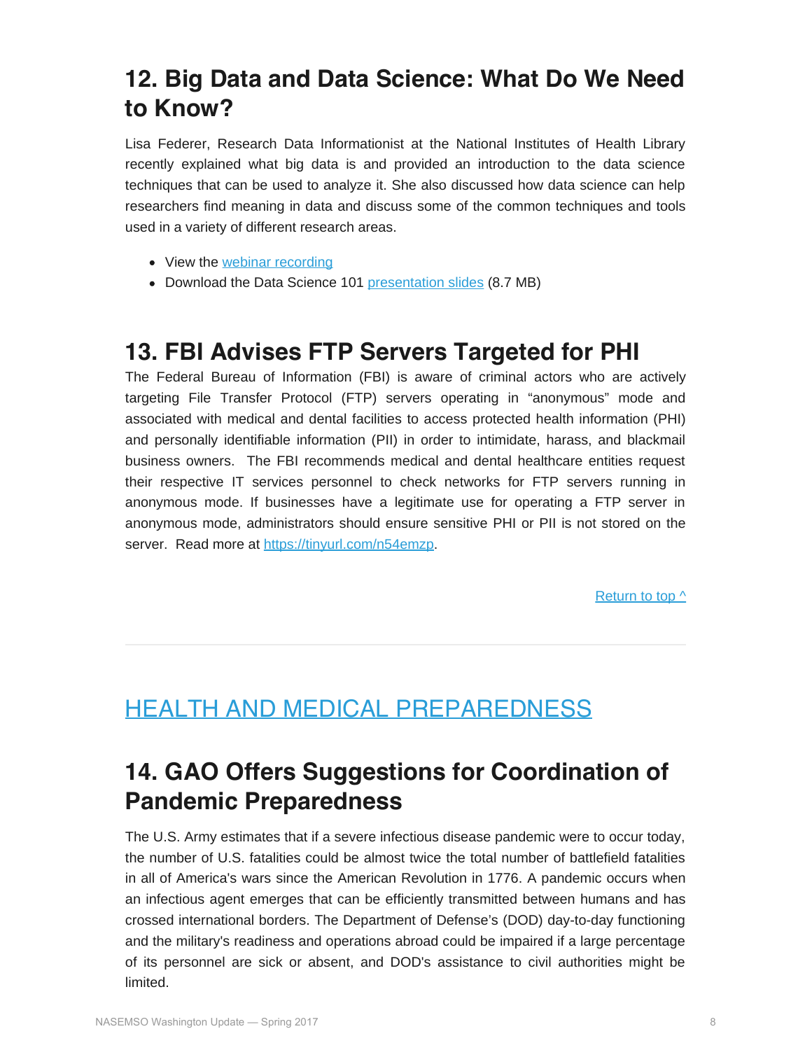## 12. Big Data and Data Science: What Do We Need to Know?

Lisa Federer, Research Data Informationist at the National Institutes of Health Library recently explained what big data is and provided an introduction to the data science techniques that can be used to analyze it. She also discussed how data science can help researchers find meaning in data and discuss some of the common techniques and tools used in a variety of different research areas.

- View the webinar recording
- Download the Data Science 101 presentation slides (8.7 MB)

## 13. FBI Advises FTP Servers Targeted for PHI

The Federal Bureau of Information (FBI) is aware of criminal actors who are actively targeting File Transfer Protocol (FTP) servers operating in "anonymous" mode and associated with medical and dental facilities to access protected health information (PHI) and personally identifiable information (PII) in order to intimidate, harass, and blackmail business owners. The FBI recommends medical and dental healthcare entities request their respective IT services personnel to check networks for FTP servers running in anonymous mode. If businesses have a legitimate use for operating a FTP server in anonymous mode, administrators should ensure sensitive PHI or PII is not stored on the server. Read more at https://tinyurl.com/n54emzp.

Return to top ^

# HEALTH AND MEDICAL PREPAREDNESS

## 14. GAO Offers Suggestions for Coordination of Pandemic Preparedness

The U.S. Army estimates that if a severe infectious disease pandemic were to occur today, the number of U.S. fatalities could be almost twice the total number of battlefield fatalities in all of America's wars since the American Revolution in 1776. A pandemic occurs when an infectious agent emerges that can be efficiently transmitted between humans and has crossed international borders. The Department of Defense's (DOD) day-to-day functioning and the military's readiness and operations abroad could be impaired if a large percentage of its personnel are sick or absent, and DOD's assistance to civil authorities might be limited.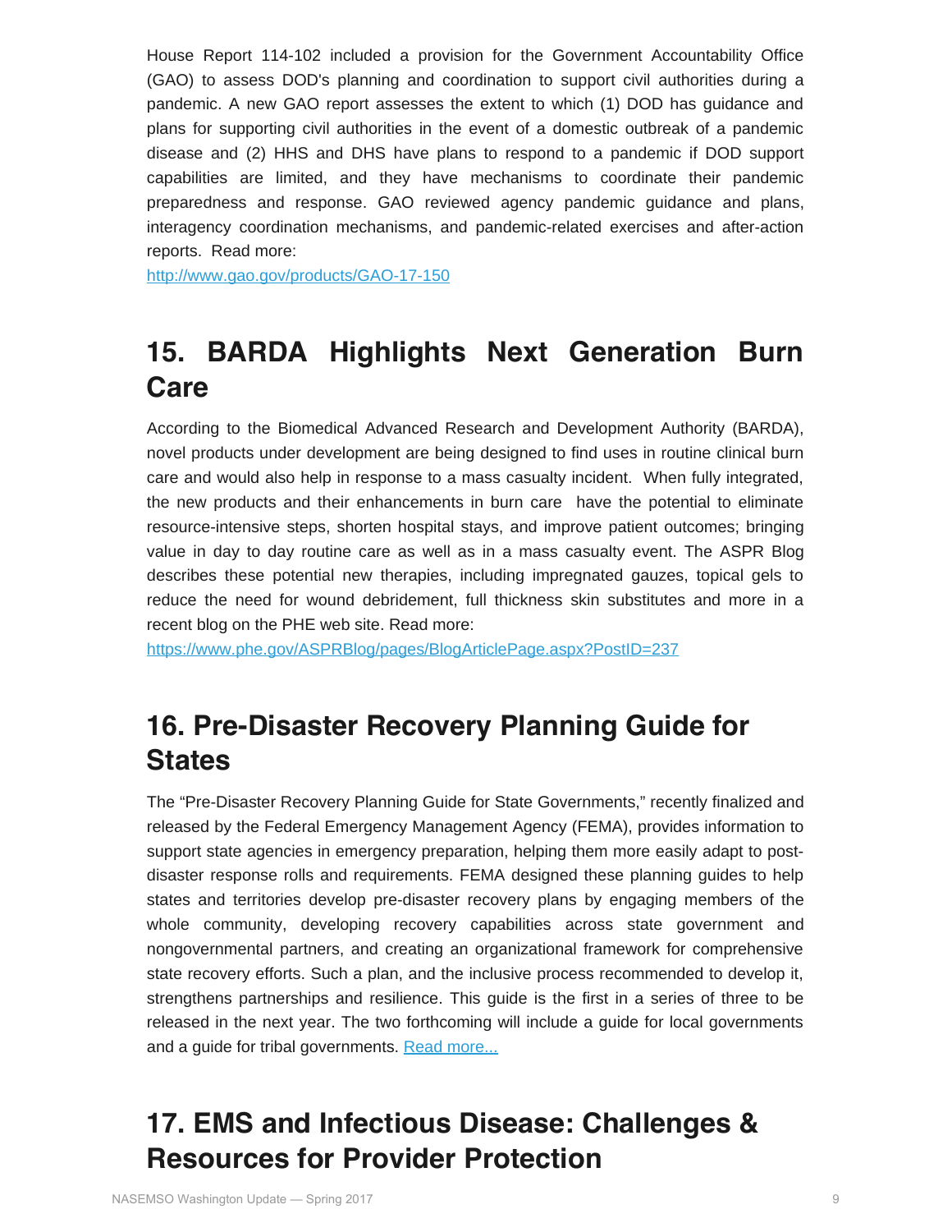House Report 114-102 included a provision for the Government Accountability Office (GAO) to assess DOD's planning and coordination to support civil authorities during a pandemic. A new GAO report assesses the extent to which (1) DOD has guidance and plans for supporting civil authorities in the event of a domestic outbreak of a pandemic disease and (2) HHS and DHS have plans to respond to a pandemic if DOD support capabilities are limited, and they have mechanisms to coordinate their pandemic preparedness and response. GAO reviewed agency pandemic guidance and plans, interagency coordination mechanisms, and pandemic-related exercises and after-action reports. Read more:
http://www.gao.gov/products/GAO-17-150

## 15. BARDA Highlights Next Generation Burn Care

According to the Biomedical Advanced Research and Development Authority (BARDA), novel products under development are being designed to find uses in routine clinical burn care and would also help in response to a mass casualty incident. When fully integrated, the new products and their enhancements in burn care have the potential to eliminate resource-intensive steps, shorten hospital stays, and improve patient outcomes; bringing value in day to day routine care as well as in a mass casualty event. The ASPR Blog describes these potential new therapies, including impregnated gauzes, topical gels to reduce the need for wound debridement, full thickness skin substitutes and more in a recent blog on the PHE web site. Read more:
https://www.phe.gov/ASPRBlog/pages/BlogArticlePage.aspx?PostID=237

## 16. Pre-Disaster Recovery Planning Guide for States

The "Pre-Disaster Recovery Planning Guide for State Governments," recently finalized and released by the Federal Emergency Management Agency (FEMA), provides information to support state agencies in emergency preparation, helping them more easily adapt to post-disaster response rolls and requirements. FEMA designed these planning guides to help states and territories develop pre-disaster recovery plans by engaging members of the whole community, developing recovery capabilities across state government and nongovernmental partners, and creating an organizational framework for comprehensive state recovery efforts. Such a plan, and the inclusive process recommended to develop it, strengthens partnerships and resilience. This guide is the first in a series of three to be released in the next year. The two forthcoming will include a guide for local governments and a guide for tribal governments. Read more...

## 17. EMS and Infectious Disease: Challenges & Resources for Provider Protection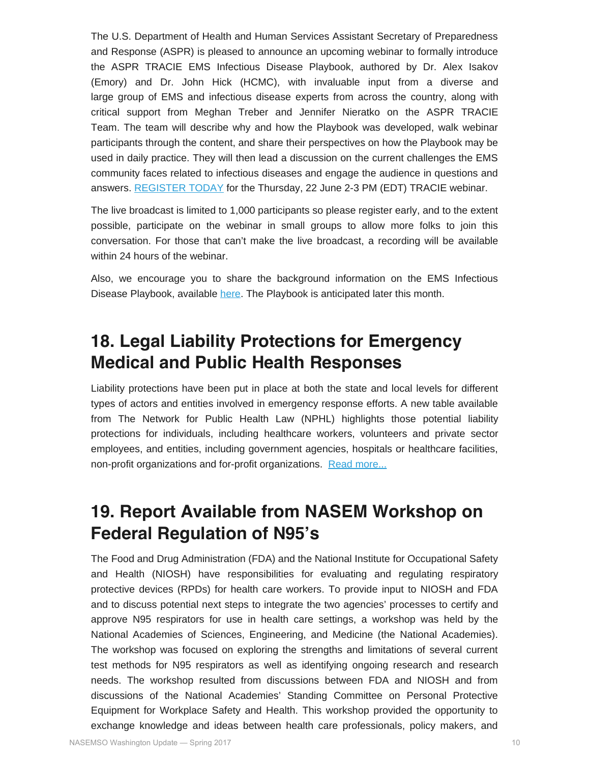The U.S. Department of Health and Human Services Assistant Secretary of Preparedness and Response (ASPR) is pleased to announce an upcoming webinar to formally introduce the ASPR TRACIE EMS Infectious Disease Playbook, authored by Dr. Alex Isakov (Emory) and Dr. John Hick (HCMC), with invaluable input from a diverse and large group of EMS and infectious disease experts from across the country, along with critical support from Meghan Treber and Jennifer Nieratko on the ASPR TRACIE Team. The team will describe why and how the Playbook was developed, walk webinar participants through the content, and share their perspectives on how the Playbook may be used in daily practice. They will then lead a discussion on the current challenges the EMS community faces related to infectious diseases and engage the audience in questions and answers. REGISTER TODAY for the Thursday, 22 June 2-3 PM (EDT) TRACIE webinar.

The live broadcast is limited to 1,000 participants so please register early, and to the extent possible, participate on the webinar in small groups to allow more folks to join this conversation. For those that can't make the live broadcast, a recording will be available within 24 hours of the webinar.

Also, we encourage you to share the background information on the EMS Infectious Disease Playbook, available here. The Playbook is anticipated later this month.

## 18. Legal Liability Protections for Emergency Medical and Public Health Responses

Liability protections have been put in place at both the state and local levels for different types of actors and entities involved in emergency response efforts. A new table available from The Network for Public Health Law (NPHL) highlights those potential liability protections for individuals, including healthcare workers, volunteers and private sector employees, and entities, including government agencies, hospitals or healthcare facilities, non-profit organizations and for-profit organizations. Read more...

## 19. Report Available from NASEM Workshop on Federal Regulation of N95's

The Food and Drug Administration (FDA) and the National Institute for Occupational Safety and Health (NIOSH) have responsibilities for evaluating and regulating respiratory protective devices (RPDs) for health care workers. To provide input to NIOSH and FDA and to discuss potential next steps to integrate the two agencies' processes to certify and approve N95 respirators for use in health care settings, a workshop was held by the National Academies of Sciences, Engineering, and Medicine (the National Academies). The workshop was focused on exploring the strengths and limitations of several current test methods for N95 respirators as well as identifying ongoing research and research needs. The workshop resulted from discussions between FDA and NIOSH and from discussions of the National Academies' Standing Committee on Personal Protective Equipment for Workplace Safety and Health. This workshop provided the opportunity to exchange knowledge and ideas between health care professionals, policy makers, and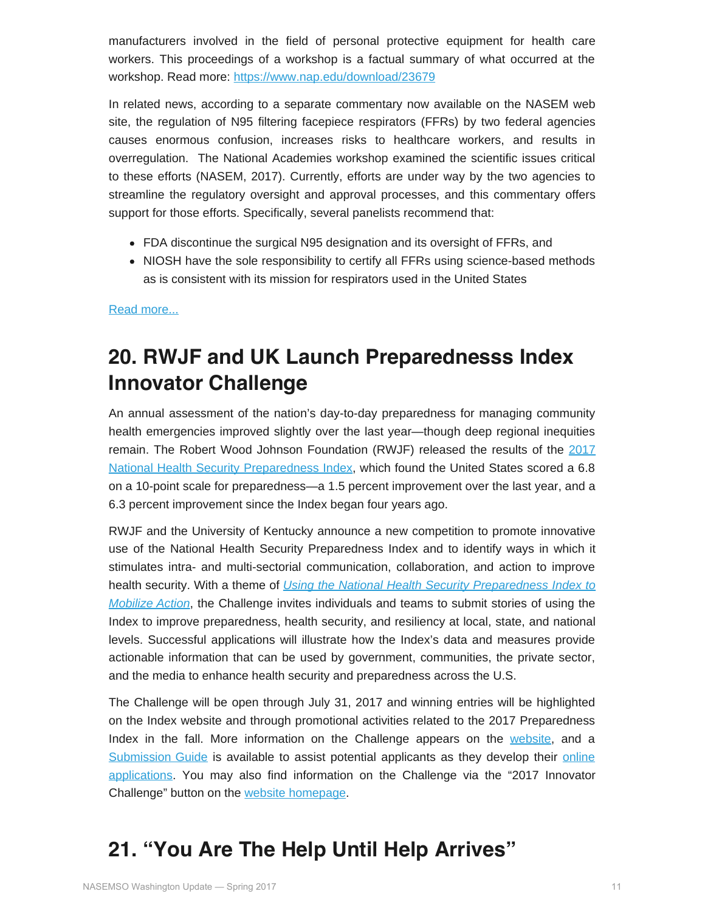manufacturers involved in the field of personal protective equipment for health care workers. This proceedings of a workshop is a factual summary of what occurred at the workshop. Read more: [https://www.nap.edu/download/23679](https://www.nap.edu/download/23679)

In related news, according to a separate commentary now available on the NASEM web site, the regulation of N95 filtering facepiece respirators (FFRs) by two federal agencies causes enormous confusion, increases risks to healthcare workers, and results in overregulation. The National Academies workshop examined the scientific issues critical to these efforts (NASEM, 2017). Currently, efforts are under way by the two agencies to streamline the regulatory oversight and approval processes, and this commentary offers support for those efforts. Specifically, several panelists recommend that:

- FDA discontinue the surgical N95 designation and its oversight of FFRs, and
- NIOSH have the sole responsibility to certify all FFRs using science-based methods as is consistent with its mission for respirators used in the United States

Read more...

## 20. RWJF and UK Launch Preparednesss Index Innovator Challenge

An annual assessment of the nation's day-to-day preparedness for managing community health emergencies improved slightly over the last year—though deep regional inequities remain. The Robert Wood Johnson Foundation (RWJF) released the results of the 2017 National Health Security Preparedness Index, which found the United States scored a 6.8 on a 10-point scale for preparedness—a 1.5 percent improvement over the last year, and a 6.3 percent improvement since the Index began four years ago.

RWJF and the University of Kentucky announce a new competition to promote innovative use of the National Health Security Preparedness Index and to identify ways in which it stimulates intra- and multi-sectorial communication, collaboration, and action to improve health security. With a theme of *Using the National Health Security Preparedness Index to Mobilize Action*, the Challenge invites individuals and teams to submit stories of using the Index to improve preparedness, health security, and resiliency at local, state, and national levels. Successful applications will illustrate how the Index's data and measures provide actionable information that can be used by government, communities, the private sector, and the media to enhance health security and preparedness across the U.S.

The Challenge will be open through July 31, 2017 and winning entries will be highlighted on the Index website and through promotional activities related to the 2017 Preparedness Index in the fall. More information on the Challenge appears on the website, and a Submission Guide is available to assist potential applicants as they develop their online applications. You may also find information on the Challenge via the "2017 Innovator Challenge" button on the website homepage.

## 21. "You Are The Help Until Help Arrives"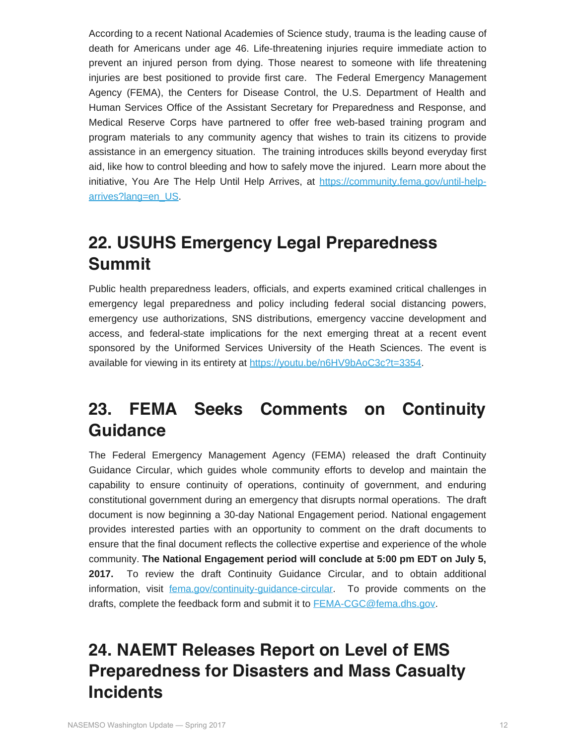According to a recent National Academies of Science study, trauma is the leading cause of death for Americans under age 46. Life-threatening injuries require immediate action to prevent an injured person from dying. Those nearest to someone with life threatening injuries are best positioned to provide first care. The Federal Emergency Management Agency (FEMA), the Centers for Disease Control, the U.S. Department of Health and Human Services Office of the Assistant Secretary for Preparedness and Response, and Medical Reserve Corps have partnered to offer free web-based training program and program materials to any community agency that wishes to train its citizens to provide assistance in an emergency situation. The training introduces skills beyond everyday first aid, like how to control bleeding and how to safely move the injured. Learn more about the initiative, You Are The Help Until Help Arrives, at [https://community.fema.gov/until-help-arrives?lang=en_US](https://community.fema.gov/until-help-arrives?lang=en_US).

## 22. USUHS Emergency Legal Preparedness Summit

Public health preparedness leaders, officials, and experts examined critical challenges in emergency legal preparedness and policy including federal social distancing powers, emergency use authorizations, SNS distributions, emergency vaccine development and access, and federal-state implications for the next emerging threat at a recent event sponsored by the Uniformed Services University of the Heath Sciences. The event is available for viewing in its entirety at [https://youtu.be/n6HV9bAoC3c?t=3354](https://youtu.be/n6HV9bAoC3c?t=3354).

## 23. FEMA Seeks Comments on Continuity Guidance

The Federal Emergency Management Agency (FEMA) released the draft Continuity Guidance Circular, which guides whole community efforts to develop and maintain the capability to ensure continuity of operations, continuity of government, and enduring constitutional government during an emergency that disrupts normal operations. The draft document is now beginning a 30-day National Engagement period. National engagement provides interested parties with an opportunity to comment on the draft documents to ensure that the final document reflects the collective expertise and experience of the whole community. **The National Engagement period will conclude at 5:00 pm EDT on July 5, 2017.** To review the draft Continuity Guidance Circular, and to obtain additional information, visit [fema.gov/continuity-guidance-circular](fema.gov/continuity-guidance-circular). To provide comments on the drafts, complete the feedback form and submit it to [FEMA-CGC@fema.dhs.gov](mailto:FEMA-CGC@fema.dhs.gov).

## 24. NAEMT Releases Report on Level of EMS Preparedness for Disasters and Mass Casualty Incidents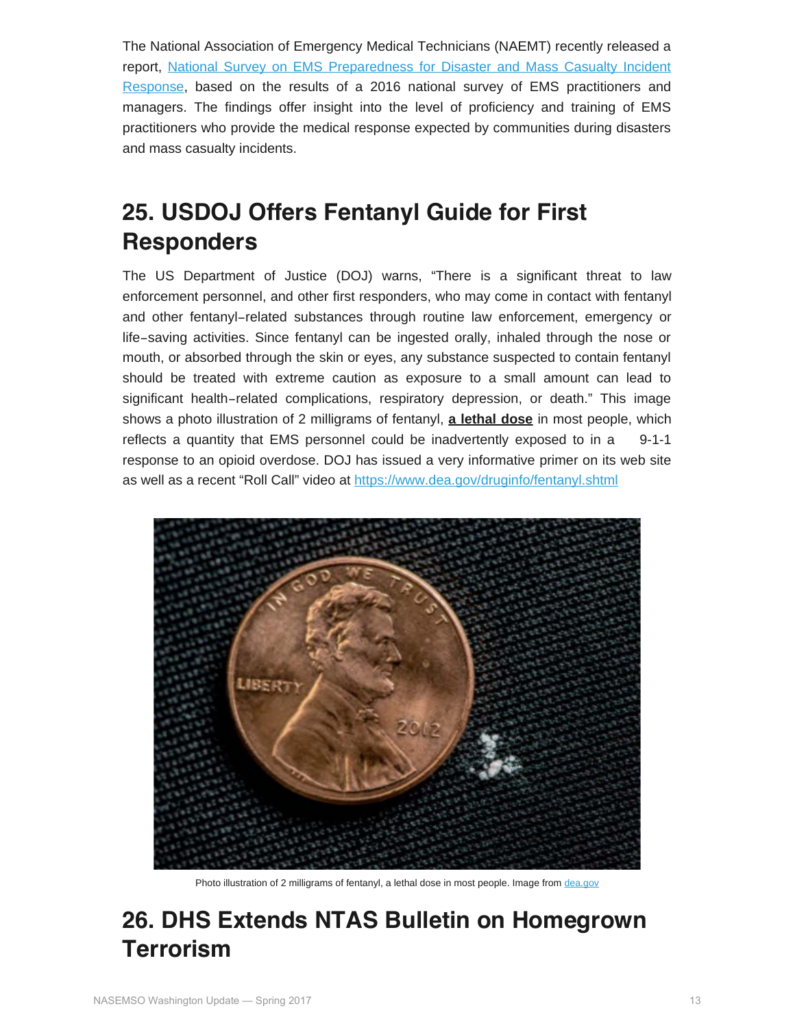The National Association of Emergency Medical Technicians (NAEMT) recently released a report, [National Survey on EMS Preparedness for Disaster and Mass Casualty Incident Response](), based on the results of a 2016 national survey of EMS practitioners and managers. The findings offer insight into the level of proficiency and training of EMS practitioners who provide the medical response expected by communities during disasters and mass casualty incidents.

## 25. USDOJ Offers Fentanyl Guide for First Responders

The US Department of Justice (DOJ) warns, “There is a significant threat to law enforcement personnel, and other first responders, who may come in contact with fentanyl and other fentanyl-related substances through routine law enforcement, emergency or life-saving activities. Since fentanyl can be ingested orally, inhaled through the nose or mouth, or absorbed through the skin or eyes, any substance suspected to contain fentanyl should be treated with extreme caution as exposure to a small amount can lead to significant health-related complications, respiratory depression, or death.” This image shows a photo illustration of 2 milligrams of fentanyl, **a lethal dose** in most people, which reflects a quantity that EMS personnel could be inadvertently exposed to in a 9-1-1 response to an opioid overdose. DOJ has issued a very informative primer on its web site as well as a recent “Roll Call” video at https://www.dea.gov/druginfo/fentanyl.shtml

Photo illustration of 2 milligrams of fentanyl, a lethal dose in most people. Image from dea.gov

## 26. DHS Extends NTAS Bulletin on Homegrown Terrorism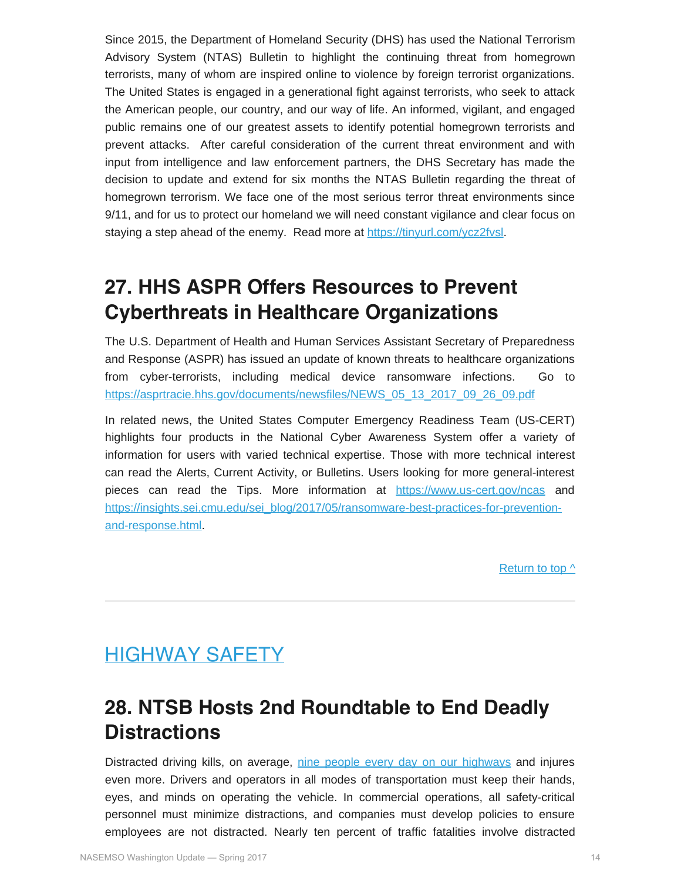Since 2015, the Department of Homeland Security (DHS) has used the National Terrorism Advisory System (NTAS) Bulletin to highlight the continuing threat from homegrown terrorists, many of whom are inspired online to violence by foreign terrorist organizations. The United States is engaged in a generational fight against terrorists, who seek to attack the American people, our country, and our way of life. An informed, vigilant, and engaged public remains one of our greatest assets to identify potential homegrown terrorists and prevent attacks. After careful consideration of the current threat environment and with input from intelligence and law enforcement partners, the DHS Secretary has made the decision to update and extend for six months the NTAS Bulletin regarding the threat of homegrown terrorism. We face one of the most serious terror threat environments since 9/11, and for us to protect our homeland we will need constant vigilance and clear focus on staying a step ahead of the enemy. Read more at [https://tinyurl.com/ycz2fvsl](https://tinyurl.com/ycz2fvsl).

## 27. HHS ASPR Offers Resources to Prevent Cyberthreats in Healthcare Organizations

The U.S. Department of Health and Human Services Assistant Secretary of Preparedness and Response (ASPR) has issued an update of known threats to healthcare organizations from cyber-terrorists, including medical device ransomware infections. Go to [https://asprtracie.hhs.gov/documents/newsfiles/NEWS_05_13_2017_09_26_09.pdf](https://asprtracie.hhs.gov/documents/newsfiles/NEWS_05_13_2017_09_26_09.pdf)

In related news, the United States Computer Emergency Readiness Team (US-CERT) highlights four products in the National Cyber Awareness System offer a variety of information for users with varied technical expertise. Those with more technical interest can read the Alerts, Current Activity, or Bulletins. Users looking for more general-interest pieces can read the Tips. More information at [https://www.us-cert.gov/ncas](https://www.us-cert.gov/ncas) and [https://insights.sei.cmu.edu/sei_blog/2017/05/ransomware-best-practices-for-prevention-and-response.html](https://insights.sei.cmu.edu/sei_blog/2017/05/ransomware-best-practices-for-prevention-and-response.html).

Return to top ^

---

# HIGHWAY SAFETY

## 28. NTSB Hosts 2nd Roundtable to End Deadly Distractions

Distracted driving kills, on average, nine people every day on our highways and injures even more. Drivers and operators in all modes of transportation must keep their hands, eyes, and minds on operating the vehicle. In commercial operations, all safety-critical personnel must minimize distractions, and companies must develop policies to ensure employees are not distracted. Nearly ten percent of traffic fatalities involve distracted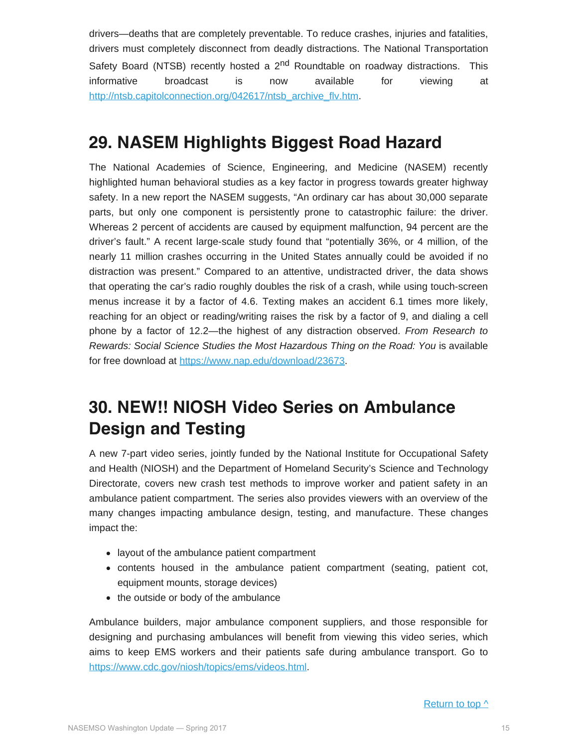drivers—deaths that are completely preventable. To reduce crashes, injuries and fatalities, drivers must completely disconnect from deadly distractions. The National Transportation Safety Board (NTSB) recently hosted a 2nd Roundtable on roadway distractions. This informative broadcast is now available for viewing at http://ntsb.capitolconnection.org/042617/ntsb_archive_flv.htm.

## 29. NASEM Highlights Biggest Road Hazard

The National Academies of Science, Engineering, and Medicine (NASEM) recently highlighted human behavioral studies as a key factor in progress towards greater highway safety. In a new report the NASEM suggests, "An ordinary car has about 30,000 separate parts, but only one component is persistently prone to catastrophic failure: the driver. Whereas 2 percent of accidents are caused by equipment malfunction, 94 percent are the driver's fault." A recent large-scale study found that "potentially 36%, or 4 million, of the nearly 11 million crashes occurring in the United States annually could be avoided if no distraction was present." Compared to an attentive, undistracted driver, the data shows that operating the car's radio roughly doubles the risk of a crash, while using touch-screen menus increase it by a factor of 4.6. Texting makes an accident 6.1 times more likely, reaching for an object or reading/writing raises the risk by a factor of 9, and dialing a cell phone by a factor of 12.2—the highest of any distraction observed. *From Research to Rewards: Social Science Studies the Most Hazardous Thing on the Road: You* is available for free download at https://www.nap.edu/download/23673.

## 30. NEW!! NIOSH Video Series on Ambulance Design and Testing

A new 7-part video series, jointly funded by the National Institute for Occupational Safety and Health (NIOSH) and the Department of Homeland Security's Science and Technology Directorate, covers new crash test methods to improve worker and patient safety in an ambulance patient compartment. The series also provides viewers with an overview of the many changes impacting ambulance design, testing, and manufacture. These changes impact the:

- layout of the ambulance patient compartment
- contents housed in the ambulance patient compartment (seating, patient cot, equipment mounts, storage devices)
- the outside or body of the ambulance

Ambulance builders, major ambulance component suppliers, and those responsible for designing and purchasing ambulances will benefit from viewing this video series, which aims to keep EMS workers and their patients safe during ambulance transport. Go to https://www.cdc.gov/niosh/topics/ems/videos.html.

Return to top ^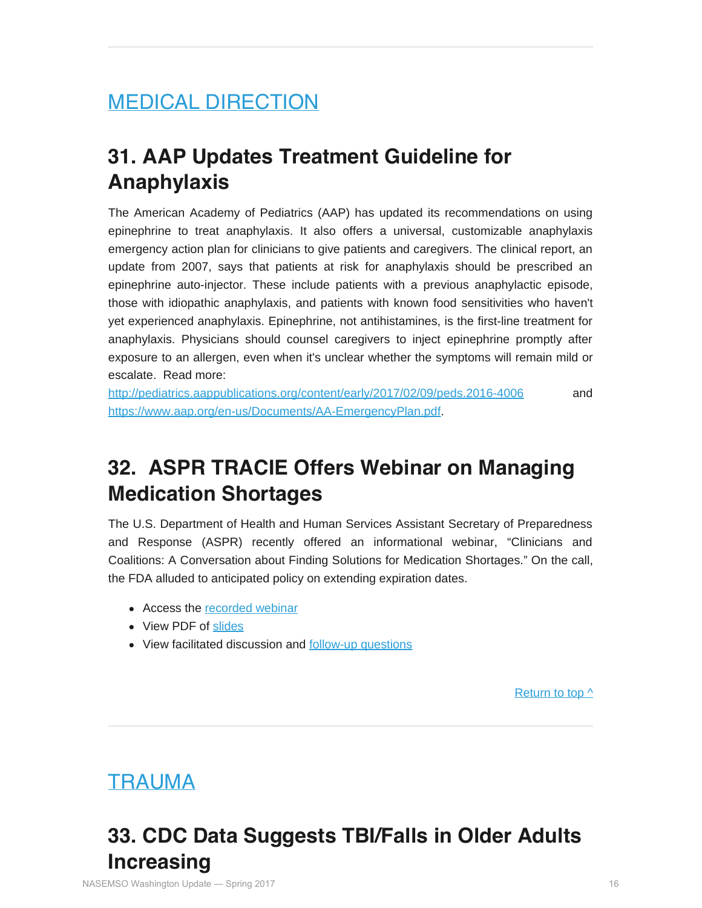## [MEDICAL DIRECTION]

### 31. AAP Updates Treatment Guideline for Anaphylaxis

The American Academy of Pediatrics (AAP) has updated its recommendations on using epinephrine to treat anaphylaxis. It also offers a universal, customizable anaphylaxis emergency action plan for clinicians to give patients and caregivers. The clinical report, an update from 2007, says that patients at risk for anaphylaxis should be prescribed an epinephrine auto-injector. These include patients with a previous anaphylactic episode, those with idiopathic anaphylaxis, and patients with known food sensitivities who haven't yet experienced anaphylaxis. Epinephrine, not antihistamines, is the first-line treatment for anaphylaxis. Physicians should counsel caregivers to inject epinephrine promptly after exposure to an allergen, even when it's unclear whether the symptoms will remain mild or escalate. Read more: http://pediatrics.aappublications.org/content/early/2017/02/09/peds.2016-4006 and https://www.aap.org/en-us/Documents/AA-EmergencyPlan.pdf.

### 32. ASPR TRACIE Offers Webinar on Managing Medication Shortages

The U.S. Department of Health and Human Services Assistant Secretary of Preparedness and Response (ASPR) recently offered an informational webinar, "Clinicians and Coalitions: A Conversation about Finding Solutions for Medication Shortages." On the call, the FDA alluded to anticipated policy on extending expiration dates.

- Access the recorded webinar
- View PDF of slides
- View facilitated discussion and follow-up questions

Return to top ^

## [TRAUMA]

### 33. CDC Data Suggests TBI/Falls in Older Adults Increasing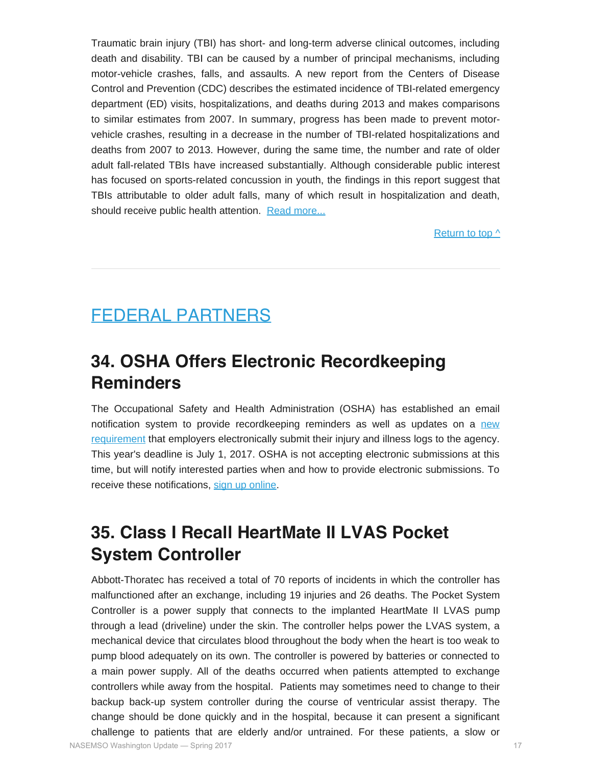Traumatic brain injury (TBI) has short- and long-term adverse clinical outcomes, including death and disability. TBI can be caused by a number of principal mechanisms, including motor-vehicle crashes, falls, and assaults. A new report from the Centers of Disease Control and Prevention (CDC) describes the estimated incidence of TBI-related emergency department (ED) visits, hospitalizations, and deaths during 2013 and makes comparisons to similar estimates from 2007. In summary, progress has been made to prevent motor-vehicle crashes, resulting in a decrease in the number of TBI-related hospitalizations and deaths from 2007 to 2013. However, during the same time, the number and rate of older adult fall-related TBIs have increased substantially. Although considerable public interest has focused on sports-related concussion in youth, the findings in this report suggest that TBIs attributable to older adult falls, many of which result in hospitalization and death, should receive public health attention. Read more...

Return to top ^

---

# FEDERAL PARTNERS

## 34. OSHA Offers Electronic Recordkeeping Reminders

The Occupational Safety and Health Administration (OSHA) has established an email notification system to provide recordkeeping reminders as well as updates on a new requirement that employers electronically submit their injury and illness logs to the agency. This year's deadline is July 1, 2017. OSHA is not accepting electronic submissions at this time, but will notify interested parties when and how to provide electronic submissions. To receive these notifications, sign up online.

## 35. Class I Recall HeartMate II LVAS Pocket System Controller

Abbott-Thoratec has received a total of 70 reports of incidents in which the controller has malfunctioned after an exchange, including 19 injuries and 26 deaths. The Pocket System Controller is a power supply that connects to the implanted HeartMate II LVAS pump through a lead (driveline) under the skin. The controller helps power the LVAS system, a mechanical device that circulates blood throughout the body when the heart is too weak to pump blood adequately on its own. The controller is powered by batteries or connected to a main power supply. All of the deaths occurred when patients attempted to exchange controllers while away from the hospital. Patients may sometimes need to change to their backup back-up system controller during the course of ventricular assist therapy. The change should be done quickly and in the hospital, because it can present a significant challenge to patients that are elderly and/or untrained. For these patients, a slow or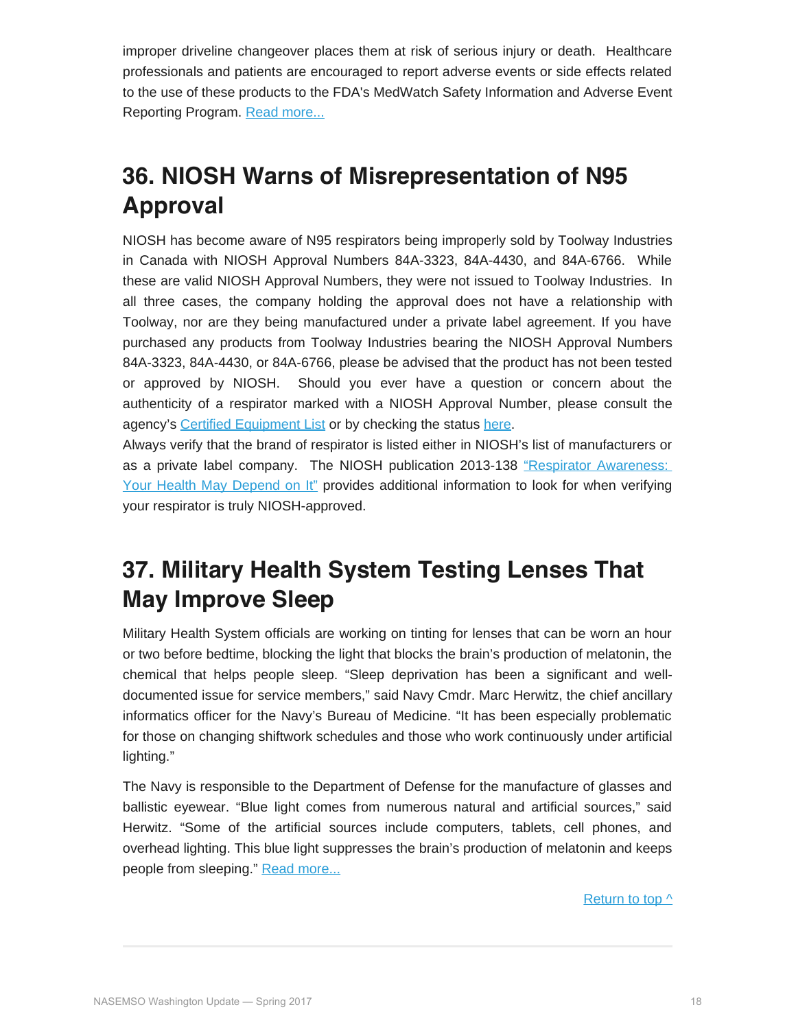improper driveline changeover places them at risk of serious injury or death. Healthcare professionals and patients are encouraged to report adverse events or side effects related to the use of these products to the FDA's MedWatch Safety Information and Adverse Event Reporting Program. [Read more...]

## 36. NIOSH Warns of Misrepresentation of N95 Approval

NIOSH has become aware of N95 respirators being improperly sold by Toolway Industries in Canada with NIOSH Approval Numbers 84A-3323, 84A-4430, and 84A-6766. While these are valid NIOSH Approval Numbers, they were not issued to Toolway Industries. In all three cases, the company holding the approval does not have a relationship with Toolway, nor are they being manufactured under a private label agreement. If you have purchased any products from Toolway Industries bearing the NIOSH Approval Numbers 84A-3323, 84A-4430, or 84A-6766, please be advised that the product has not been tested or approved by NIOSH. Should you ever have a question or concern about the authenticity of a respirator marked with a NIOSH Approval Number, please consult the agency's [Certified Equipment List] or by checking the status [here].
Always verify that the brand of respirator is listed either in NIOSH's list of manufacturers or as a private label company. The NIOSH publication 2013-138 ["Respirator Awareness: Your Health May Depend on It"] provides additional information to look for when verifying your respirator is truly NIOSH-approved.

## 37. Military Health System Testing Lenses That May Improve Sleep

Military Health System officials are working on tinting for lenses that can be worn an hour or two before bedtime, blocking the light that blocks the brain's production of melatonin, the chemical that helps people sleep. "Sleep deprivation has been a significant and well-documented issue for service members," said Navy Cmdr. Marc Herwitz, the chief ancillary informatics officer for the Navy's Bureau of Medicine. "It has been especially problematic for those on changing shiftwork schedules and those who work continuously under artificial lighting."

The Navy is responsible to the Department of Defense for the manufacture of glasses and ballistic eyewear. "Blue light comes from numerous natural and artificial sources," said Herwitz. "Some of the artificial sources include computers, tablets, cell phones, and overhead lighting. This blue light suppresses the brain's production of melatonin and keeps people from sleeping." [Read more...]

[Return to top ^]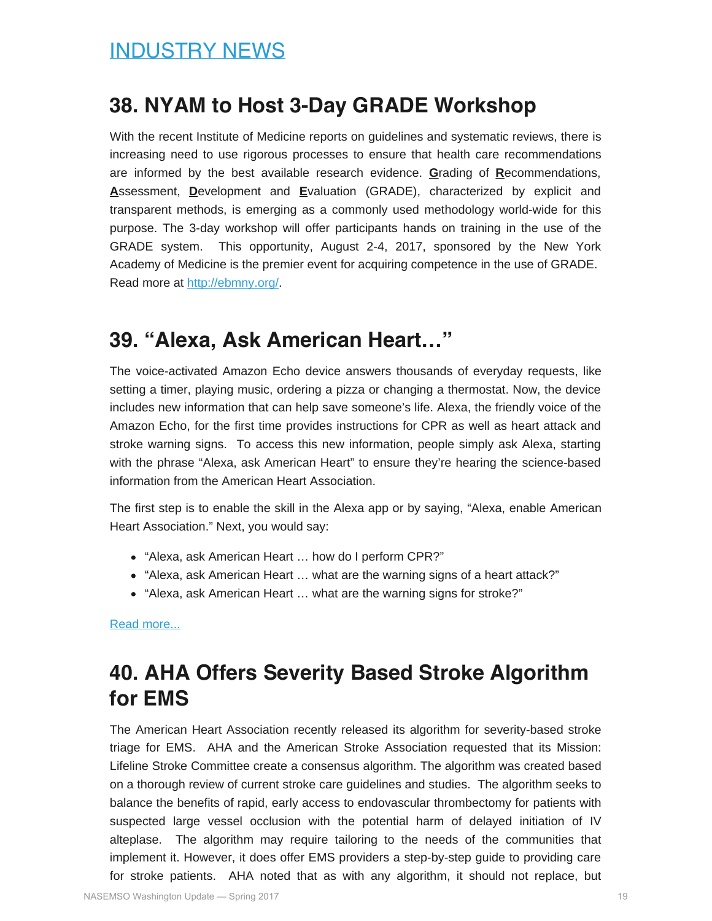# INDUSTRY NEWS

## 38. NYAM to Host 3-Day GRADE Workshop

With the recent Institute of Medicine reports on guidelines and systematic reviews, there is increasing need to use rigorous processes to ensure that health care recommendations are informed by the best available research evidence. **G**rading of **R**ecommendations, **A**ssessment, **D**evelopment and **E**valuation (GRADE), characterized by explicit and transparent methods, is emerging as a commonly used methodology world-wide for this purpose. The 3-day workshop will offer participants hands on training in the use of the GRADE system. This opportunity, August 2-4, 2017, sponsored by the New York Academy of Medicine is the premier event for acquiring competence in the use of GRADE. Read more at http://ebmny.org/.

## 39. "Alexa, Ask American Heart…"

The voice-activated Amazon Echo device answers thousands of everyday requests, like setting a timer, playing music, ordering a pizza or changing a thermostat. Now, the device includes new information that can help save someone's life. Alexa, the friendly voice of the Amazon Echo, for the first time provides instructions for CPR as well as heart attack and stroke warning signs. To access this new information, people simply ask Alexa, starting with the phrase "Alexa, ask American Heart" to ensure they're hearing the science-based information from the American Heart Association.

The first step is to enable the skill in the Alexa app or by saying, "Alexa, enable American Heart Association." Next, you would say:

- "Alexa, ask American Heart … how do I perform CPR?"
- "Alexa, ask American Heart … what are the warning signs of a heart attack?"
- "Alexa, ask American Heart … what are the warning signs for stroke?"

Read more...

## 40. AHA Offers Severity Based Stroke Algorithm for EMS

The American Heart Association recently released its algorithm for severity-based stroke triage for EMS. AHA and the American Stroke Association requested that its Mission: Lifeline Stroke Committee create a consensus algorithm. The algorithm was created based on a thorough review of current stroke care guidelines and studies. The algorithm seeks to balance the benefits of rapid, early access to endovascular thrombectomy for patients with suspected large vessel occlusion with the potential harm of delayed initiation of IV alteplase. The algorithm may require tailoring to the needs of the communities that implement it. However, it does offer EMS providers a step-by-step guide to providing care for stroke patients. AHA noted that as with any algorithm, it should not replace, but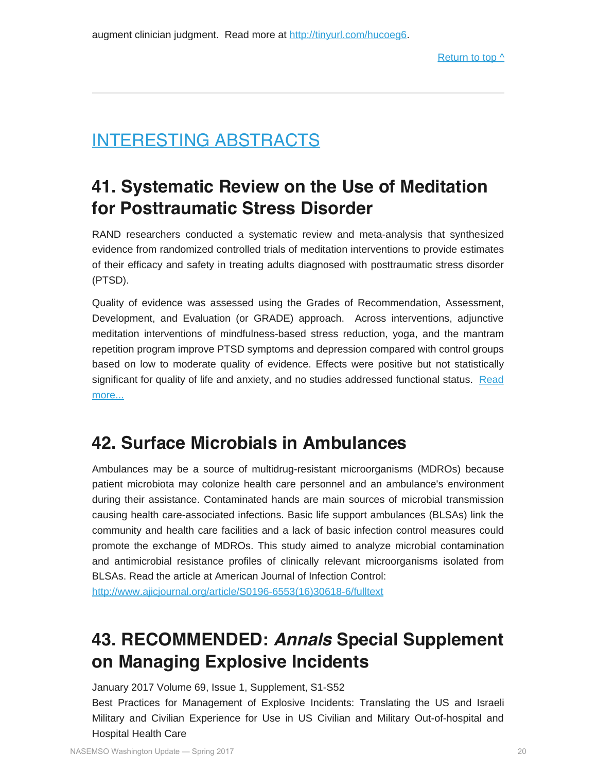augment clinician judgment. Read more at [http://tinyurl.com/hucoeg6](http://tinyurl.com/hucoeg6).

[Return to top ^]()

---

# [INTERESTING ABSTRACTS]()

## 41. Systematic Review on the Use of Meditation for Posttraumatic Stress Disorder

RAND researchers conducted a systematic review and meta-analysis that synthesized evidence from randomized controlled trials of meditation interventions to provide estimates of their efficacy and safety in treating adults diagnosed with posttraumatic stress disorder (PTSD).

Quality of evidence was assessed using the Grades of Recommendation, Assessment, Development, and Evaluation (or GRADE) approach. Across interventions, adjunctive meditation interventions of mindfulness-based stress reduction, yoga, and the mantram repetition program improve PTSD symptoms and depression compared with control groups based on low to moderate quality of evidence. Effects were positive but not statistically significant for quality of life and anxiety, and no studies addressed functional status. [Read more...]()

## 42. Surface Microbials in Ambulances

Ambulances may be a source of multidrug-resistant microorganisms (MDROs) because patient microbiota may colonize health care personnel and an ambulance's environment during their assistance. Contaminated hands are main sources of microbial transmission causing health care-associated infections. Basic life support ambulances (BLSAs) link the community and health care facilities and a lack of basic infection control measures could promote the exchange of MDROs. This study aimed to analyze microbial contamination and antimicrobial resistance profiles of clinically relevant microorganisms isolated from BLSAs. Read the article at American Journal of Infection Control:
[http://www.ajicjournal.org/article/S0196-6553(16)30618-6/fulltext](http://www.ajicjournal.org/article/S0196-6553(16)30618-6/fulltext)

## 43. RECOMMENDED: *Annals* Special Supplement on Managing Explosive Incidents

January 2017 Volume 69, Issue 1, Supplement, S1-S52
Best Practices for Management of Explosive Incidents: Translating the US and Israeli Military and Civilian Experience for Use in US Civilian and Military Out-of-hospital and Hospital Health Care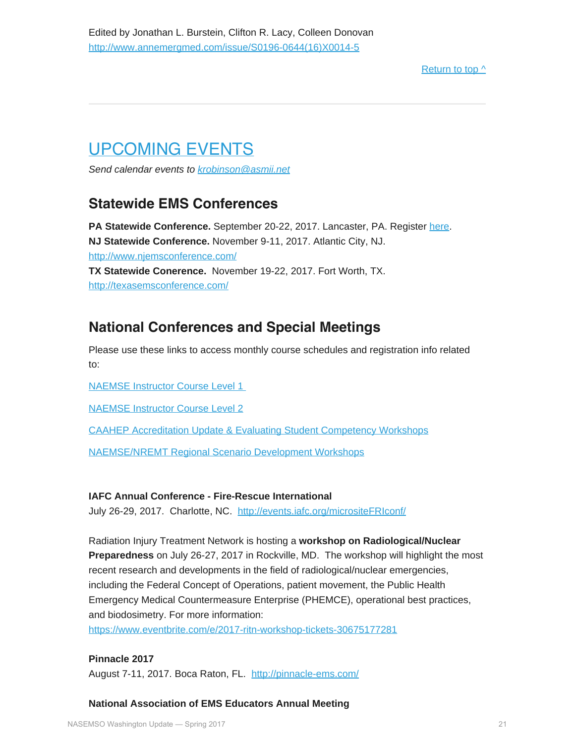Edited by Jonathan L. Burstein, Clifton R. Lacy, Colleen Donovan
http://www.annemergmed.com/issue/S0196-0644(16)X0014-5

Return to top ^

## UPCOMING EVENTS

*Send calendar events to krobinson@asmii.net*

### Statewide EMS Conferences

**PA Statewide Conference.** September 20-22, 2017. Lancaster, PA. Register here.
**NJ Statewide Conference.** November 9-11, 2017. Atlantic City, NJ.
http://www.njemsconference.com/
**TX Statewide Conerence.** November 19-22, 2017. Fort Worth, TX.
http://texasemsconference.com/

### National Conferences and Special Meetings

Please use these links to access monthly course schedules and registration info related to:

NAEMSE Instructor Course Level 1

NAEMSE Instructor Course Level 2

CAAHEP Accreditation Update & Evaluating Student Competency Workshops

NAEMSE/NREMT Regional Scenario Development Workshops

**IAFC Annual Conference - Fire-Rescue International**
July 26-29, 2017. Charlotte, NC. http://events.iafc.org/micrositeFRIconf/

Radiation Injury Treatment Network is hosting a **workshop on Radiological/Nuclear Preparedness** on July 26-27, 2017 in Rockville, MD. The workshop will highlight the most recent research and developments in the field of radiological/nuclear emergencies, including the Federal Concept of Operations, patient movement, the Public Health Emergency Medical Countermeasure Enterprise (PHEMCE), operational best practices, and biodosimetry. For more information:
https://www.eventbrite.com/e/2017-ritn-workshop-tickets-30675177281

**Pinnacle 2017**
August 7-11, 2017. Boca Raton, FL. http://pinnacle-ems.com/

**National Association of EMS Educators Annual Meeting**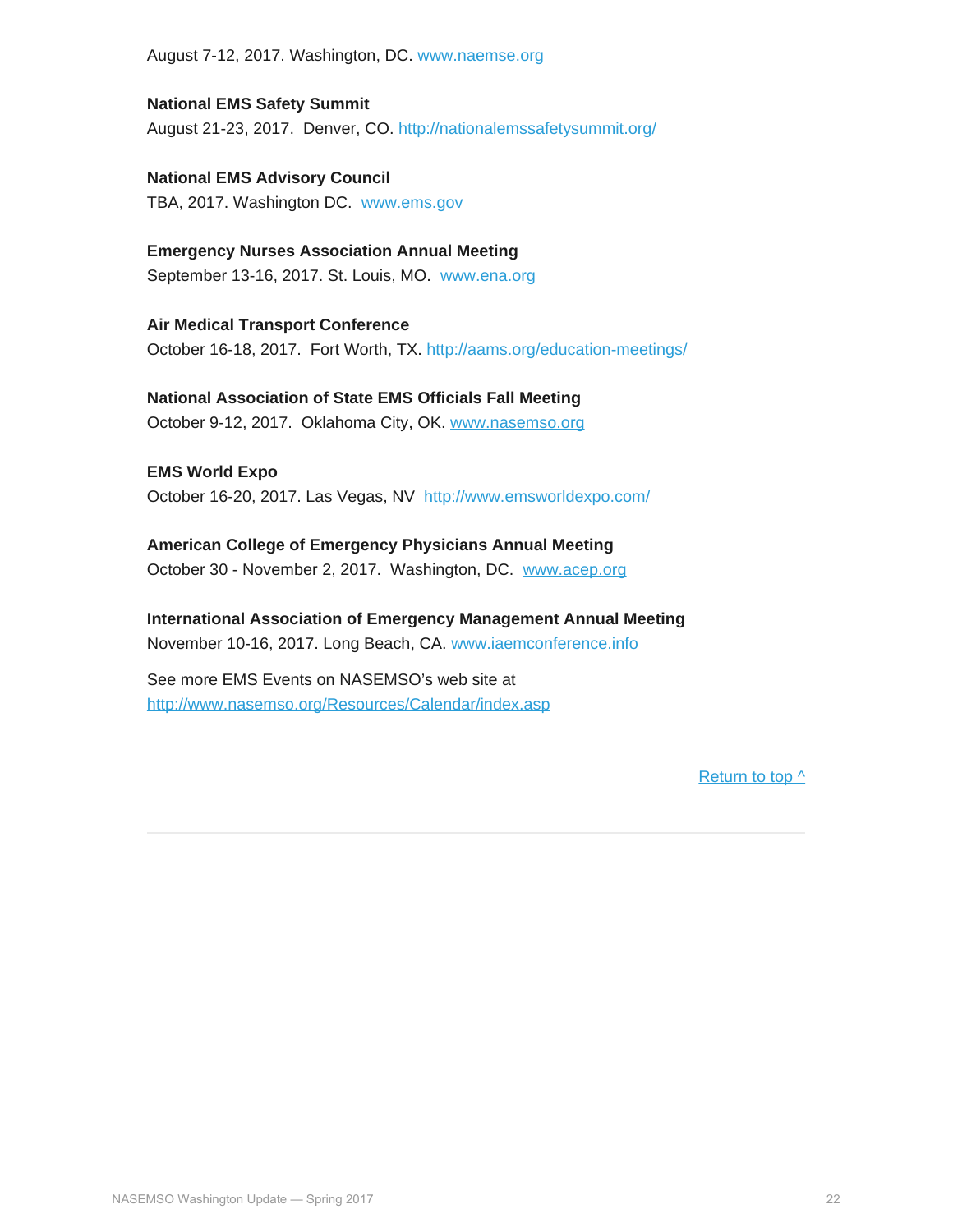August 7-12, 2017. Washington, DC. www.naemse.org

**National EMS Safety Summit**
August 21-23, 2017. Denver, CO. http://nationalemssafetysummit.org/

**National EMS Advisory Council**
TBA, 2017. Washington DC. www.ems.gov

**Emergency Nurses Association Annual Meeting**
September 13-16, 2017. St. Louis, MO. www.ena.org

**Air Medical Transport Conference**
October 16-18, 2017. Fort Worth, TX. http://aams.org/education-meetings/

**National Association of State EMS Officials Fall Meeting**
October 9-12, 2017. Oklahoma City, OK. www.nasemso.org

**EMS World Expo**
October 16-20, 2017. Las Vegas, NV http://www.emsworldexpo.com/

**American College of Emergency Physicians Annual Meeting**
October 30 - November 2, 2017. Washington, DC. www.acep.org

**International Association of Emergency Management Annual Meeting**
November 10-16, 2017. Long Beach, CA. www.iaemconference.info

See more EMS Events on NASEMSO's web site at
http://www.nasemso.org/Resources/Calendar/index.asp

Return to top ^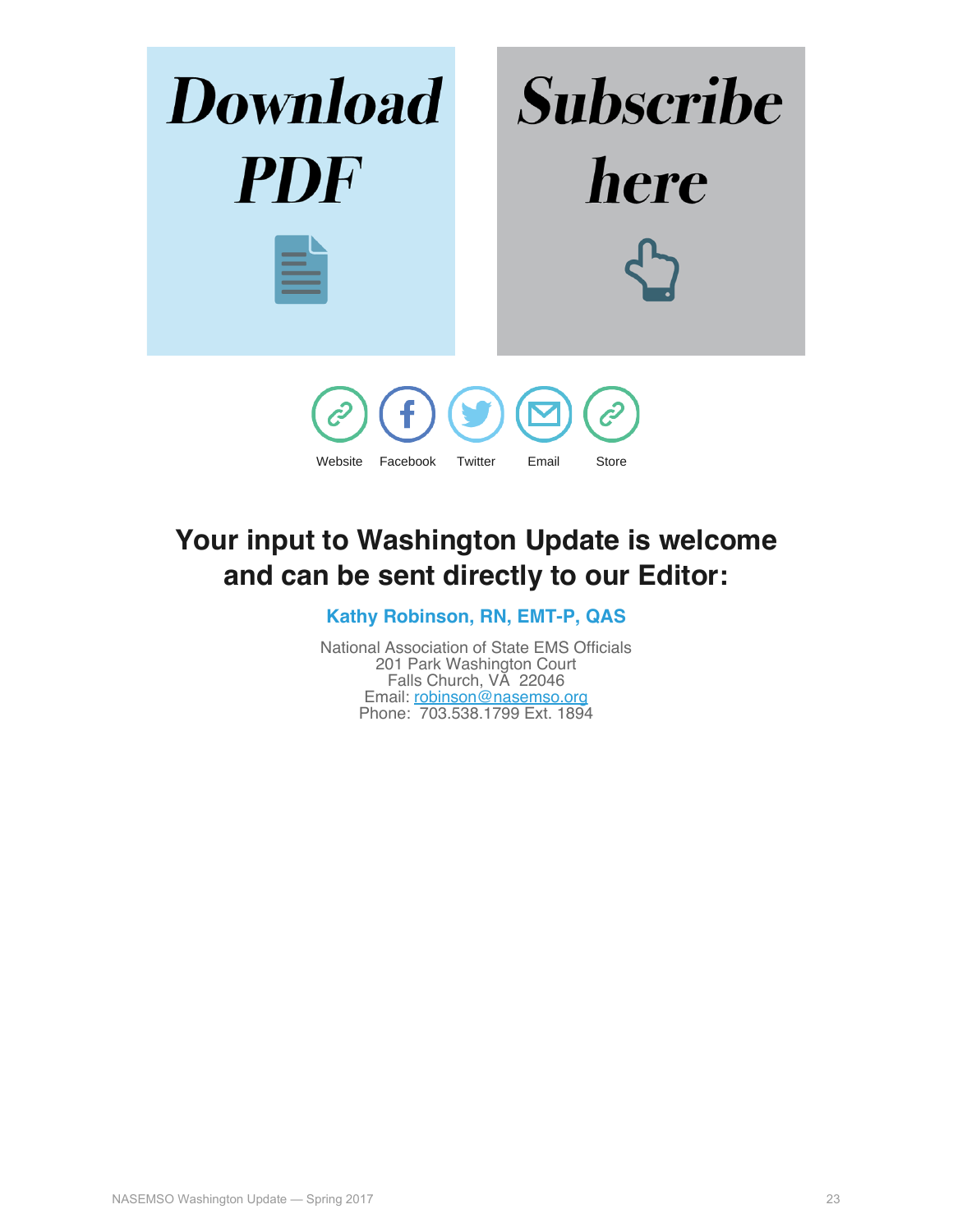**Download PDF**

**Subscribe here**

Website Facebook Twitter Email Store

## Your input to Washington Update is welcome and can be sent directly to our Editor:

**Kathy Robinson, RN, EMT-P, QAS**

National Association of State EMS Officials
201 Park Washington Court
Falls Church, VA 22046
Email: robinson@nasemso.org
Phone: 703.538.1799 Ext. 1894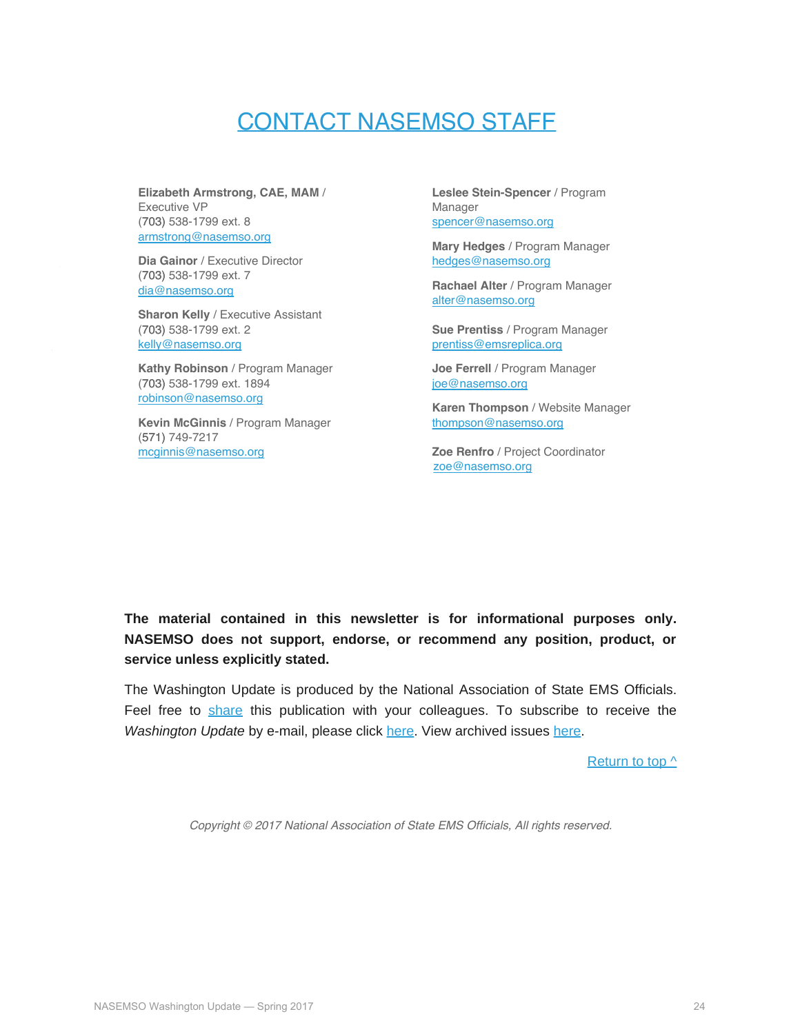# CONTACT NASEMSO STAFF

**Elizabeth Armstrong, CAE, MAM** / Executive VP
(703) 538-1799 ext. 8
armstrong@nasemso.org

**Dia Gainor** / Executive Director
(703) 538-1799 ext. 7
dia@nasemso.org

**Sharon Kelly** / Executive Assistant
(703) 538-1799 ext. 2
kelly@nasemso.org

**Kathy Robinson** / Program Manager
(703) 538-1799 ext. 1894
robinson@nasemso.org

**Kevin McGinnis** / Program Manager
(571) 749-7217
mcginnis@nasemso.org

**Leslee Stein-Spencer** / Program Manager
spencer@nasemso.org

**Mary Hedges** / Program Manager
hedges@nasemso.org

**Rachael Alter** / Program Manager
alter@nasemso.org

**Sue Prentiss** / Program Manager
prentiss@emsreplica.org

**Joe Ferrell** / Program Manager
joe@nasemso.org

**Karen Thompson** / Website Manager
thompson@nasemso.org

**Zoe Renfro** / Project Coordinator
zoe@nasemso.org

**The material contained in this newsletter is for informational purposes only. NASEMSO does not support, endorse, or recommend any position, product, or service unless explicitly stated.**

The Washington Update is produced by the National Association of State EMS Officials. Feel free to share this publication with your colleagues. To subscribe to receive the *Washington Update* by e-mail, please click here. View archived issues here.

Return to top ^

*Copyright © 2017 National Association of State EMS Officials, All rights reserved.*